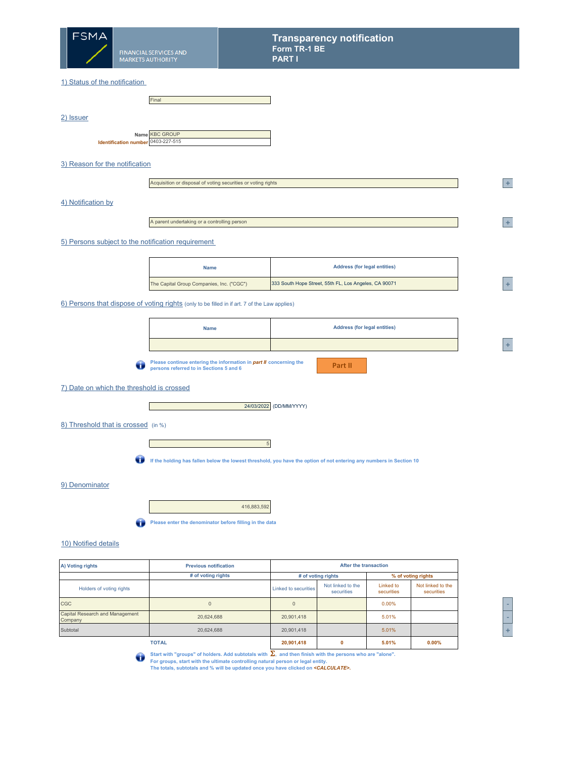# FSMA

FINANCIAL SERVICES AND MARKETS AUTHORITY

## Transparency notification
**Form TR-1 BE**
**PART I**

### 1) Status of the notification

Final

### 2) Issuer

**Name** KBC GROUP
**Identification number** 0403-227-515

### 3) Reason for the notification

Acquisition or disposal of voting securities or voting rights

### 4) Notification by

A parent undertaking or a controlling person

### 5) Persons subject to the notification requirement

| Name | Address (for legal entities) |
|---|---|
| The Capital Group Companies, Inc. ("CGC") | 333 South Hope Street, 55th FL, Los Angeles, CA 90071 |

### 6) Persons that dispose of voting rights (only to be filled in if art. 7 of the Law applies)

| Name | Address (for legal entities) |
|---|---|
| | |

Please continue entering the information in *part II* concerning the persons referred to in Sections 5 and 6

Part II

### 7) Date on which the threshold is crossed

24/03/2022 (DD/MM/YYYY)

### 8) Threshold that is crossed (in %)

5

If the holding has fallen below the lowest threshold, you have the option of not entering any numbers in Section 10

### 9) Denominator

416,883,592

Please enter the denominator before filling in the data

### 10) Notified details

| A) Voting rights | Previous notification | After the transaction | | | |
|---|---|---|---|---|---|
| | # of voting rights | # of voting rights | | % of voting rights | |
| Holders of voting rights | | Linked to securities | Not linked to the securities | Linked to securities | Not linked to the securities |
| CGC | 0 | 0 | | 0.00% | |
| Capital Research and Management Company | 20,624,688 | 20,901,418 | | 5.01% | |
| Subtotal | 20,624,688 | 20,901,418 | | 5.01% | |
| **TOTAL** | | **20,901,418** | **0** | **5.01%** | **0.00%** |

Start with "groups" of holders. Add subtotals with Σ, and then finish with the persons who are "alone".
For groups, start with the ultimate controlling natural person or legal entity.
The totals, subtotals and % will be updated once you have clicked on *<CALCULATE>*.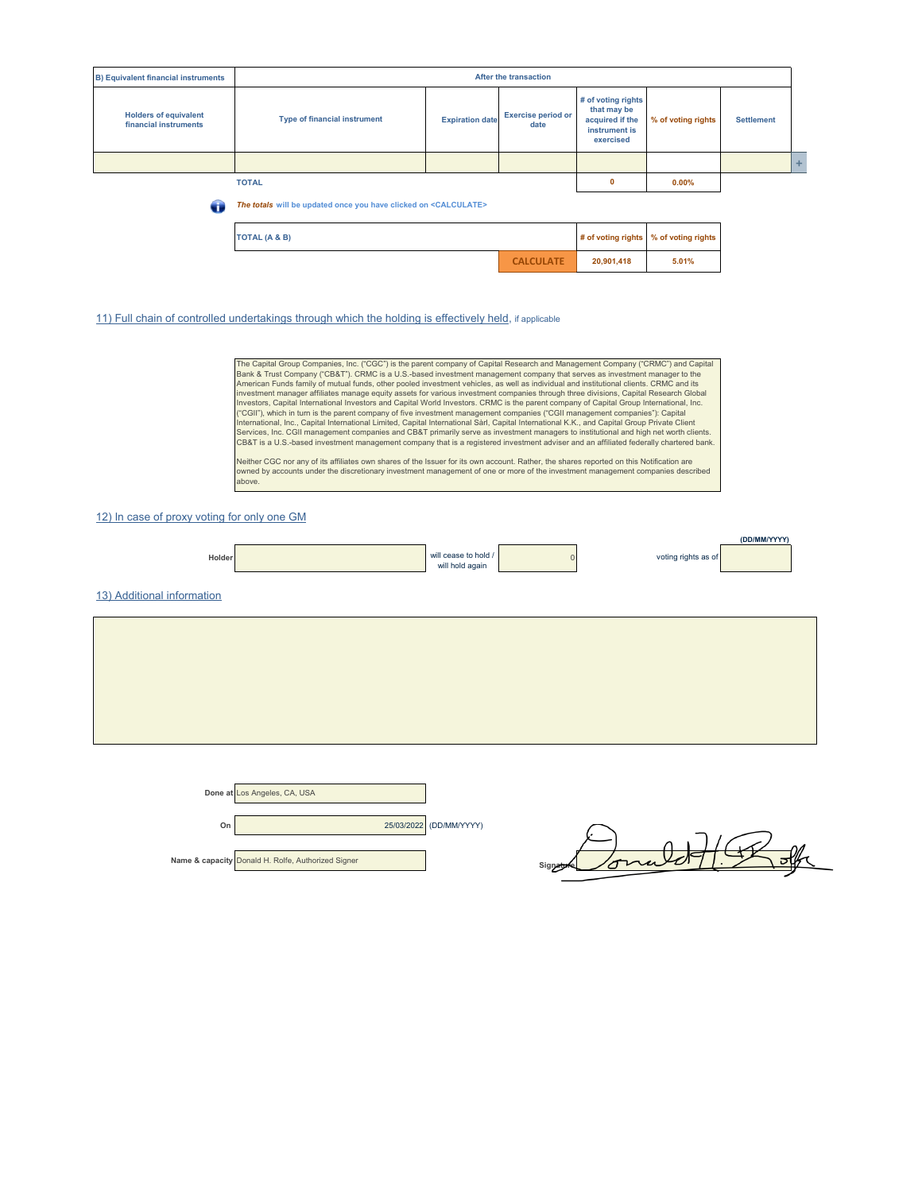| B) Equivalent financial instruments | After the transaction | | | | | |
|---|---|---|---|---|---|---|
| Holders of equivalent financial instruments | Type of financial instrument | Expiration date | Exercise period or date | # of voting rights that may be acquired if the instrument is exercised | % of voting rights | Settlement |
| | | | | | | |
| | TOTAL | | | 0 | 0.00% | |

*The totals* will be updated once you have clicked on <CALCULATE>

| TOTAL (A & B) | | # of voting rights | % of voting rights |
|---|---|---|---|
| | CALCULATE | 20,901,418 | 5.01% |

## 11) Full chain of controlled undertakings through which the holding is effectively held, if applicable

The Capital Group Companies, Inc. ("CGC") is the parent company of Capital Research and Management Company ("CRMC") and Capital Bank & Trust Company ("CB&T"). CRMC is a U.S.-based investment management company that serves as investment manager to the American Funds family of mutual funds, other pooled investment vehicles, as well as individual and institutional clients. CRMC and its investment manager affiliates manage equity assets for various investment companies through three divisions, Capital Research Global Investors, Capital International Investors and Capital World Investors. CRMC is the parent company of Capital Group International, Inc. ("CGII"), which in turn is the parent company of five investment management companies ("CGII management companies"): Capital International, Inc., Capital International Limited, Capital International Sàrl, Capital International K.K., and Capital Group Private Client Services, Inc. CGII management companies and CB&T primarily serve as investment managers to institutional and high net worth clients. CB&T is a U.S.-based investment management company that is a registered investment adviser and an affiliated federally chartered bank.

Neither CGC nor any of its affiliates own shares of the Issuer for its own account. Rather, the shares reported on this Notification are owned by accounts under the discretionary investment management of one or more of the investment management companies described above.

## 12) In case of proxy voting for only one GM

Holder: | will cease to hold / will hold again: 0 | voting rights as of (DD/MM/YYYY):

## 13) Additional information

Done at: Los Angeles, CA, USA

On: 25/03/2022 (DD/MM/YYYY)

Name & capacity: Donald H. Rolfe, Authorized Signer

Signature: Donald H. Rolfe